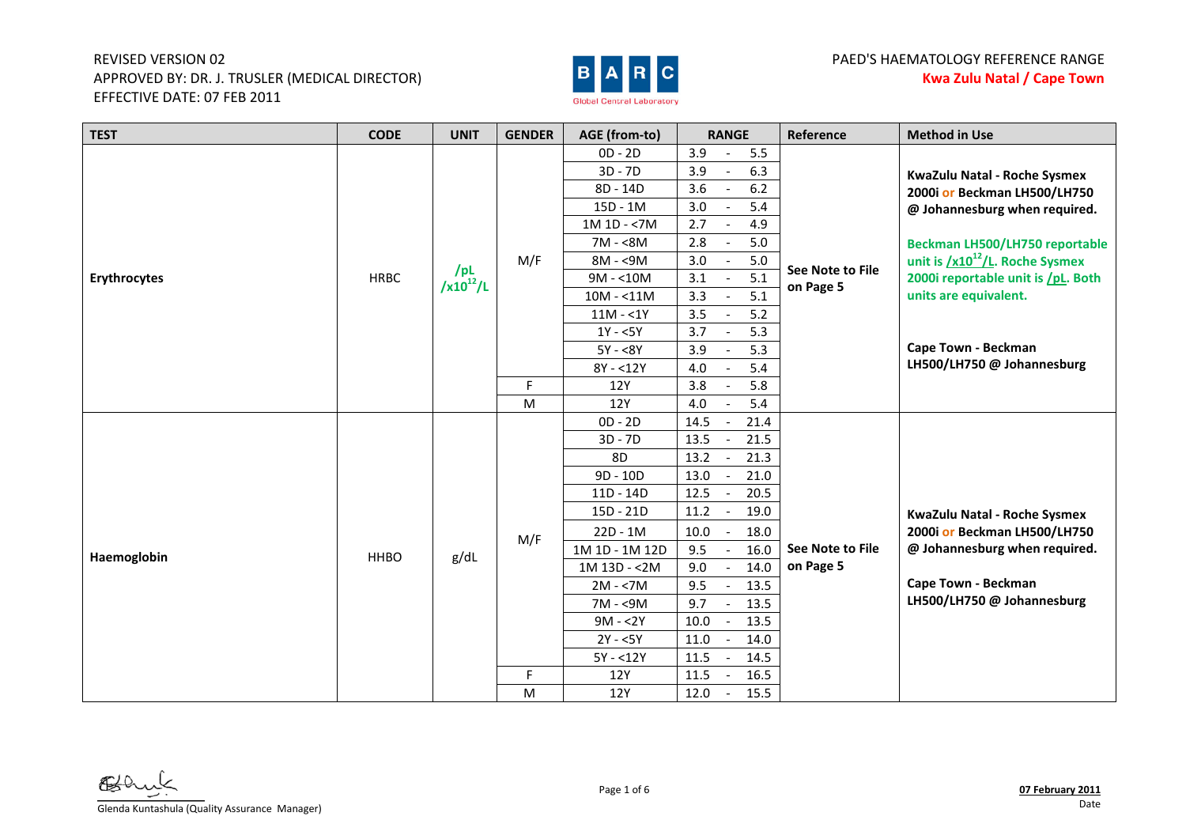REVISED VERSION 02
APPROVED BY: DR. J. TRUSLER (MEDICAL DIRECTOR)
EFFECTIVE DATE: 07 FEB 2011

PAED'S HAEMATOLOGY REFERENCE RANGE
**Kwa Zulu Natal / Cape Town**

| TEST | CODE | UNIT | GENDER | AGE (from-to) | RANGE | Reference | Method in Use |
|---|---|---|---|---|---|---|---|
| **Erythrocytes** | HRBC | /pL /x10[12]/L | M/F | 0D - 2D | 3.9 - 5.5 | See Note to File on Page 5 | KwaZulu Natal - Roche Sysmex 2000i or Beckman LH500/LH750 @ Johannesburg when required. Beckman LH500/LH750 reportable unit is /x10[12]/L. Roche Sysmex 2000i reportable unit is /pL. Both units are equivalent. Cape Town - Beckman LH500/LH750 @ Johannesburg |
| | | | M/F | 3D - 7D | 3.9 - 6.3 | | |
| | | | M/F | 8D - 14D | 3.6 - 6.2 | | |
| | | | M/F | 15D - 1M | 3.0 - 5.4 | | |
| | | | M/F | 1M 1D - <7M | 2.7 - 4.9 | | |
| | | | M/F | 7M - <8M | 2.8 - 5.0 | | |
| | | | M/F | 8M - <9M | 3.0 - 5.0 | | |
| | | | M/F | 9M - <10M | 3.1 - 5.1 | | |
| | | | M/F | 10M - <11M | 3.3 - 5.1 | | |
| | | | M/F | 11M - <1Y | 3.5 - 5.2 | | |
| | | | M/F | 1Y - <5Y | 3.7 - 5.3 | | |
| | | | M/F | 5Y - <8Y | 3.9 - 5.3 | | |
| | | | M/F | 8Y - <12Y | 4.0 - 5.4 | | |
| | | | F | 12Y | 3.8 - 5.8 | | |
| | | | M | 12Y | 4.0 - 5.4 | | |
| **Haemoglobin** | HHBO | g/dL | M/F | 0D - 2D | 14.5 - 21.4 | See Note to File on Page 5 | KwaZulu Natal - Roche Sysmex 2000i or Beckman LH500/LH750 @ Johannesburg when required. Cape Town - Beckman LH500/LH750 @ Johannesburg |
| | | | M/F | 3D - 7D | 13.5 - 21.5 | | |
| | | | M/F | 8D | 13.2 - 21.3 | | |
| | | | M/F | 9D - 10D | 13.0 - 21.0 | | |
| | | | M/F | 11D - 14D | 12.5 - 20.5 | | |
| | | | M/F | 15D - 21D | 11.2 - 19.0 | | |
| | | | M/F | 22D - 1M | 10.0 - 18.0 | | |
| | | | M/F | 1M 1D - 1M 12D | 9.5 - 16.0 | | |
| | | | M/F | 1M 13D - <2M | 9.0 - 14.0 | | |
| | | | M/F | 2M - <7M | 9.5 - 13.5 | | |
| | | | M/F | 7M - <9M | 9.7 - 13.5 | | |
| | | | M/F | 9M - <2Y | 10.0 - 13.5 | | |
| | | | M/F | 2Y - <5Y | 11.0 - 14.0 | | |
| | | | M/F | 5Y - <12Y | 11.5 - 14.5 | | |
| | | | F | 12Y | 11.5 - 16.5 | | |
| | | | M | 12Y | 12.0 - 15.5 | | |

Glenda Kuntashula (Quality Assurance Manager)

**07 February 2011**
Date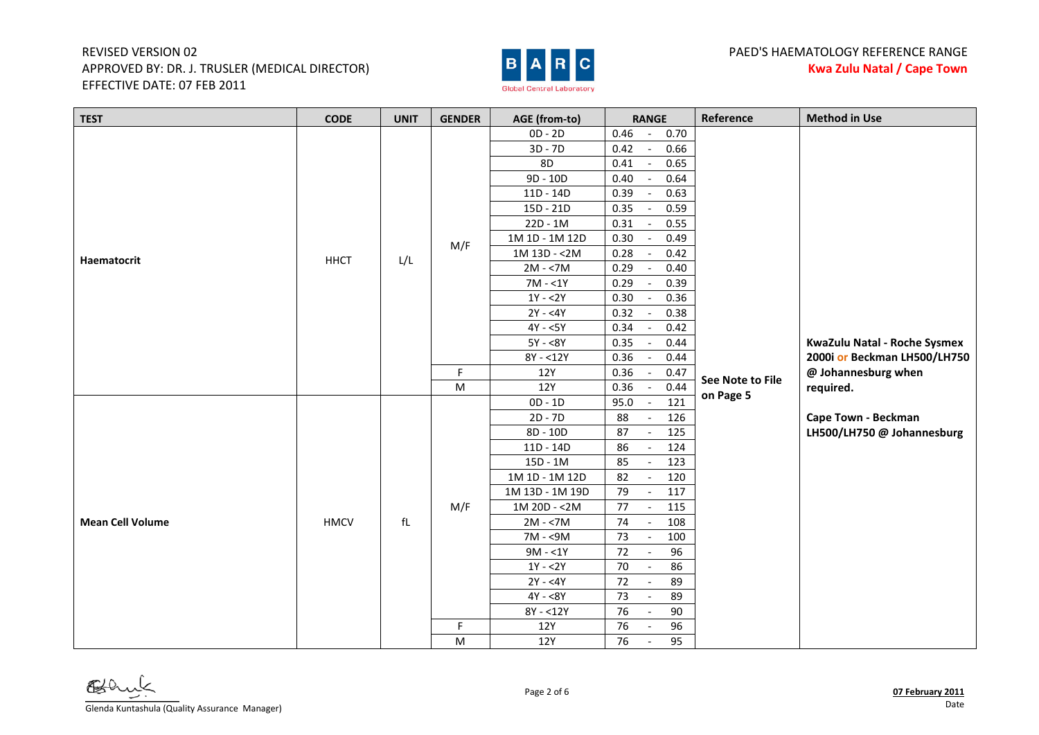REVISED VERSION 02
APPROVED BY: DR. J. TRUSLER (MEDICAL DIRECTOR)
EFFECTIVE DATE: 07 FEB 2011

PAED'S HAEMATOLOGY REFERENCE RANGE
**Kwa Zulu Natal / Cape Town**

| TEST | CODE | UNIT | GENDER | AGE (from-to) | RANGE | Reference | Method in Use |
|---|---|---|---|---|---|---|---|
| **Haematocrit** | HHCT | L/L | M/F | 0D - 2D | 0.46 - 0.70 | See Note to File on Page 5 | KwaZulu Natal - Roche Sysmex 2000i or Beckman LH500/LH750 @ Johannesburg when required. Cape Town - Beckman LH500/LH750 @ Johannesburg |
| | | | | 3D - 7D | 0.42 - 0.66 | | |
| | | | | 8D | 0.41 - 0.65 | | |
| | | | | 9D - 10D | 0.40 - 0.64 | | |
| | | | | 11D - 14D | 0.39 - 0.63 | | |
| | | | | 15D - 21D | 0.35 - 0.59 | | |
| | | | | 22D - 1M | 0.31 - 0.55 | | |
| | | | | 1M 1D - 1M 12D | 0.30 - 0.49 | | |
| | | | | 1M 13D - <2M | 0.28 - 0.42 | | |
| | | | | 2M - <7M | 0.29 - 0.40 | | |
| | | | | 7M - <1Y | 0.29 - 0.39 | | |
| | | | | 1Y - <2Y | 0.30 - 0.36 | | |
| | | | | 2Y - <4Y | 0.32 - 0.38 | | |
| | | | | 4Y - <5Y | 0.34 - 0.42 | | |
| | | | | 5Y - <8Y | 0.35 - 0.44 | | |
| | | | | 8Y - <12Y | 0.36 - 0.44 | | |
| | | | F | 12Y | 0.36 - 0.47 | | |
| | | | M | 12Y | 0.36 - 0.44 | | |
| **Mean Cell Volume** | HMCV | fL | M/F | 0D - 1D | 95.0 - 121 | | |
| | | | | 2D - 7D | 88 - 126 | | |
| | | | | 8D - 10D | 87 - 125 | | |
| | | | | 11D - 14D | 86 - 124 | | |
| | | | | 15D - 1M | 85 - 123 | | |
| | | | | 1M 1D - 1M 12D | 82 - 120 | | |
| | | | | 1M 13D - 1M 19D | 79 - 117 | | |
| | | | | 1M 20D - <2M | 77 - 115 | | |
| | | | | 2M - <7M | 74 - 108 | | |
| | | | | 7M - <9M | 73 - 100 | | |
| | | | | 9M - <1Y | 72 - 96 | | |
| | | | | 1Y - <2Y | 70 - 86 | | |
| | | | | 2Y - <4Y | 72 - 89 | | |
| | | | | 4Y - <8Y | 73 - 89 | | |
| | | | | 8Y - <12Y | 76 - 90 | | |
| | | | F | 12Y | 76 - 96 | | |
| | | | M | 12Y | 76 - 95 | | |

Glenda Kuntashula (Quality Assurance Manager)

**07 February 2011**
Date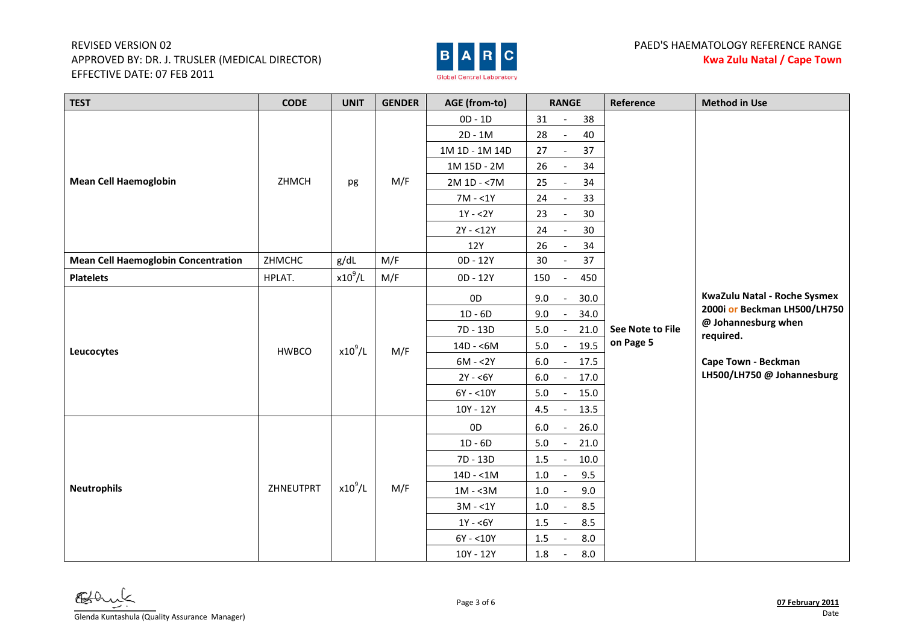REVISED VERSION 02
APPROVED BY: DR. J. TRUSLER (MEDICAL DIRECTOR)
EFFECTIVE DATE: 07 FEB 2011

PAED'S HAEMATOLOGY REFERENCE RANGE
**Kwa Zulu Natal / Cape Town**

| TEST | CODE | UNIT | GENDER | AGE (from-to) | RANGE | Reference | Method in Use |
|---|---|---|---|---|---|---|---|
| **Mean Cell Haemoglobin** | ZHMCH | pg | M/F | 0D - 1D | 31 - 38 | See Note to File on Page 5 | KwaZulu Natal - Roche Sysmex 2000i or Beckman LH500/LH750 @ Johannesburg when required. Cape Town - Beckman LH500/LH750 @ Johannesburg |
| | | | | 2D - 1M | 28 - 40 | | |
| | | | | 1M 1D - 1M 14D | 27 - 37 | | |
| | | | | 1M 15D - 2M | 26 - 34 | | |
| | | | | 2M 1D - <7M | 25 - 34 | | |
| | | | | 7M - <1Y | 24 - 33 | | |
| | | | | 1Y - <2Y | 23 - 30 | | |
| | | | | 2Y - <12Y | 24 - 30 | | |
| | | | | 12Y | 26 - 34 | | |
| **Mean Cell Haemoglobin Concentration** | ZHMCHC | g/dL | M/F | 0D - 12Y | 30 - 37 | | |
| **Platelets** | HPLAT. | $x10^9/L$ | M/F | 0D - 12Y | 150 - 450 | | |
| **Leucocytes** | HWBCO | $x10^9/L$ | M/F | 0D | 9.0 - 30.0 | | |
| | | | | 1D - 6D | 9.0 - 34.0 | | |
| | | | | 7D - 13D | 5.0 - 21.0 | | |
| | | | | 14D - <6M | 5.0 - 19.5 | | |
| | | | | 6M - <2Y | 6.0 - 17.5 | | |
| | | | | 2Y - <6Y | 6.0 - 17.0 | | |
| | | | | 6Y - <10Y | 5.0 - 15.0 | | |
| | | | | 10Y - 12Y | 4.5 - 13.5 | | |
| **Neutrophils** | ZHNEUTPRT | $x10^9/L$ | M/F | 0D | 6.0 - 26.0 | | |
| | | | | 1D - 6D | 5.0 - 21.0 | | |
| | | | | 7D - 13D | 1.5 - 10.0 | | |
| | | | | 14D - <1M | 1.0 - 9.5 | | |
| | | | | 1M - <3M | 1.0 - 9.0 | | |
| | | | | 3M - <1Y | 1.0 - 8.5 | | |
| | | | | 1Y - <6Y | 1.5 - 8.5 | | |
| | | | | 6Y - <10Y | 1.5 - 8.0 | | |
| | | | | 10Y - 12Y | 1.8 - 8.0 | | |

Glenda Kuntashula (Quality Assurance Manager)

**07 February 2011**
Date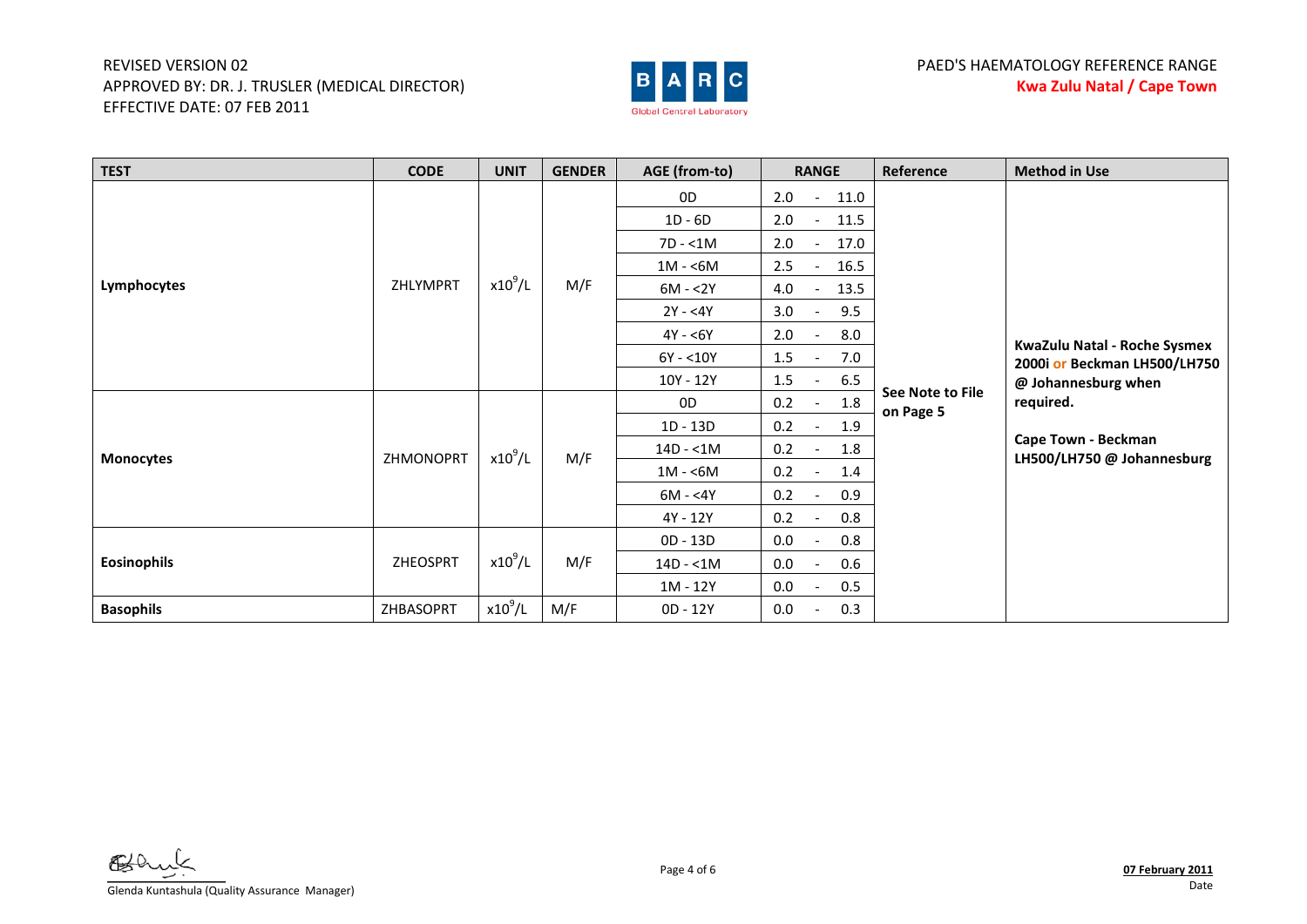REVISED VERSION 02
APPROVED BY: DR. J. TRUSLER (MEDICAL DIRECTOR)
EFFECTIVE DATE: 07 FEB 2011

PAED'S HAEMATOLOGY REFERENCE RANGE
**Kwa Zulu Natal / Cape Town**

| TEST | CODE | UNIT | GENDER | AGE (from-to) | RANGE | Reference | Method in Use |
|---|---|---|---|---|---|---|---|
| **Lymphocytes** | ZHLYMPRT | $x10^9/L$ | M/F | 0D | 2.0 - 11.0 | **See Note to File on Page 5** | **KwaZulu Natal - Roche Sysmex 2000i or Beckman LH500/LH750 @ Johannesburg when required. Cape Town - Beckman LH500/LH750 @ Johannesburg** |
| | | | | 1D - 6D | 2.0 - 11.5 | | |
| | | | | 7D - <1M | 2.0 - 17.0 | | |
| | | | | 1M - <6M | 2.5 - 16.5 | | |
| | | | | 6M - <2Y | 4.0 - 13.5 | | |
| | | | | 2Y - <4Y | 3.0 - 9.5 | | |
| | | | | 4Y - <6Y | 2.0 - 8.0 | | |
| | | | | 6Y - <10Y | 1.5 - 7.0 | | |
| | | | | 10Y - 12Y | 1.5 - 6.5 | | |
| **Monocytes** | ZHMONOPRT | $x10^9/L$ | M/F | 0D | 0.2 - 1.8 | | |
| | | | | 1D - 13D | 0.2 - 1.9 | | |
| | | | | 14D - <1M | 0.2 - 1.8 | | |
| | | | | 1M - <6M | 0.2 - 1.4 | | |
| | | | | 6M - <4Y | 0.2 - 0.9 | | |
| | | | | 4Y - 12Y | 0.2 - 0.8 | | |
| **Eosinophils** | ZHEOSPRT | $x10^9/L$ | M/F | 0D - 13D | 0.0 - 0.8 | | |
| | | | | 14D - <1M | 0.0 - 0.6 | | |
| | | | | 1M - 12Y | 0.0 - 0.5 | | |
| **Basophils** | ZHBASOPRT | $x10^9/L$ | M/F | 0D - 12Y | 0.0 - 0.3 | | |

Glenda Kuntashula (Quality Assurance Manager)

**07 February 2011**
Date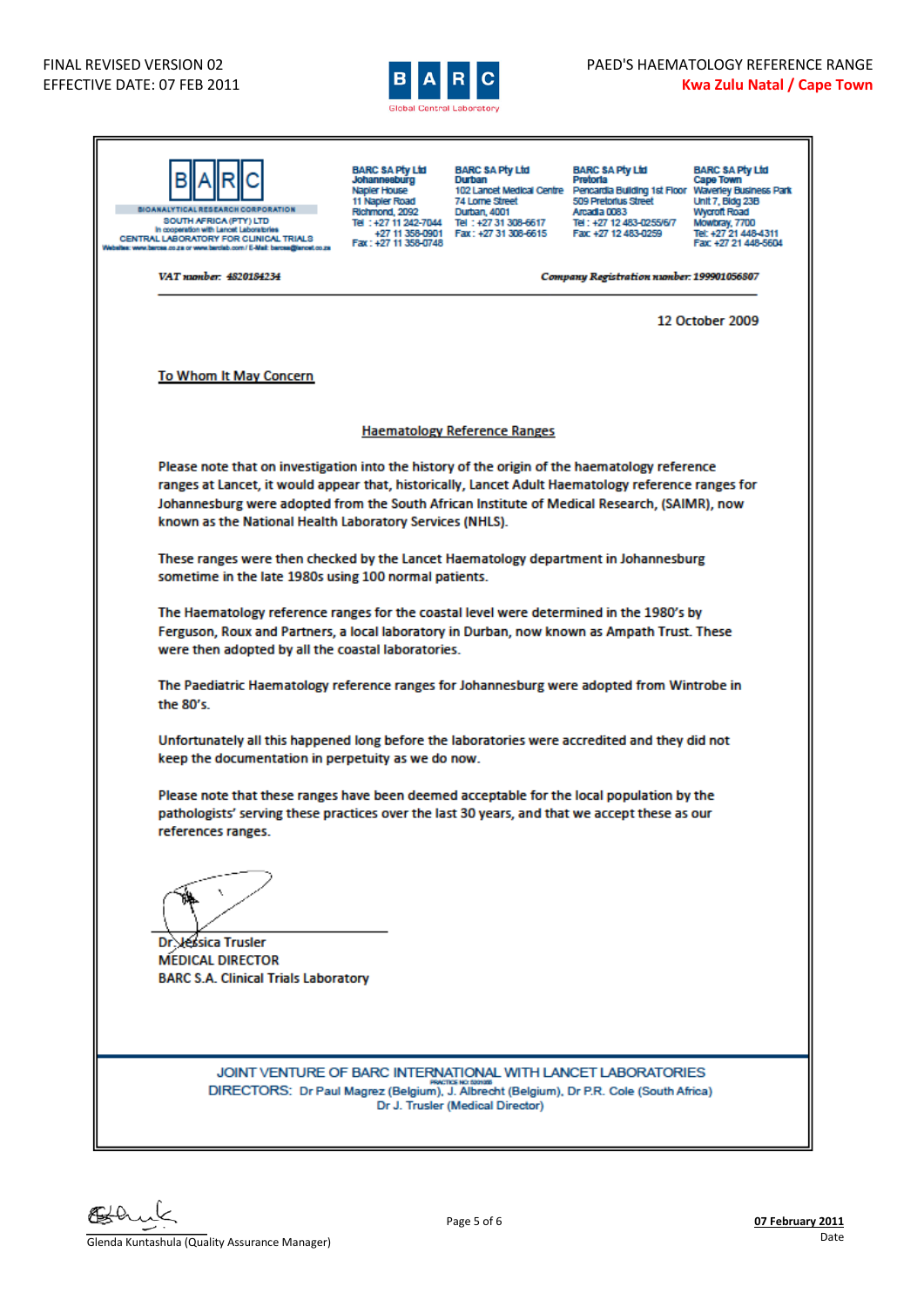FINAL REVISED VERSION 02
EFFECTIVE DATE: 07 FEB 2011

PAED'S HAEMATOLOGY REFERENCE RANGE
**Kwa Zulu Natal / Cape Town**

BARC
BIOANALYTICAL RESEARCH CORPORATION
SOUTH AFRICA (PTY) LTD
In cooperation with Lancet Laboratories
CENTRAL LABORATORY FOR CLINICAL TRIALS
Websites: www.barcsa.co.za or www.barclab.com / E-Mail: barcsa@lancet.co.za

**BARC SA Pty Ltd**
**Johannesburg**
Napier House
11 Napier Road
Richmond, 2092
Tel : +27 11 242-7044
+27 11 358-0901
Fax : +27 11 358-0748

**BARC SA Pty Ltd**
**Durban**
102 Lancet Medical Centre
74 Lorne Street
Durban, 4001
Tel : +27 31 308-6617
Fax : +27 31 308-6615

**BARC SA Pty Ltd**
**Pretoria**
Pencardia Building 1st Floor
509 Pretorius Street
Arcadia 0083
Tel : +27 12 483-0255/6/7
Fax +27 12 483-0259

**BARC SA Pty Ltd**
**Cape Town**
Waverley Business Park
Unit 7, Bldg 23B
Wycroft Road
Mowbray, 7700
Tel: +27 21 448-4311
Fax +27 21 448-5604

*VAT number: 4820184234*

*Company Registration number: 199901056807*

12 October 2009

To Whom It May Concern

Haematology Reference Ranges

Please note that on investigation into the history of the origin of the haematology reference ranges at Lancet, it would appear that, historically, Lancet Adult Haematology reference ranges for Johannesburg were adopted from the South African Institute of Medical Research, (SAIMR), now known as the National Health Laboratory Services (NHLS).

These ranges were then checked by the Lancet Haematology department in Johannesburg sometime in the late 1980s using 100 normal patients.

The Haematology reference ranges for the coastal level were determined in the 1980's by Ferguson, Roux and Partners, a local laboratory in Durban, now known as Ampath Trust. These were then adopted by all the coastal laboratories.

The Paediatric Haematology reference ranges for Johannesburg were adopted from Wintrobe in the 80's.

Unfortunately all this happened long before the laboratories were accredited and they did not keep the documentation in perpetuity as we do now.

Please note that these ranges have been deemed acceptable for the local population by the pathologists' serving these practices over the last 30 years, and that we accept these as our references ranges.

Dr Jessica Trusler
MEDICAL DIRECTOR
BARC S.A. Clinical Trials Laboratory

JOINT VENTURE OF BARC INTERNATIONAL WITH LANCET LABORATORIES
DIRECTORS: Dr Paul Magrez (Belgium), J. Albrecht (Belgium), Dr P.R. Cole (South Africa)
Dr J. Trusler (Medical Director)

Glenda Kuntashula (Quality Assurance Manager)

**07 February 2011**
Date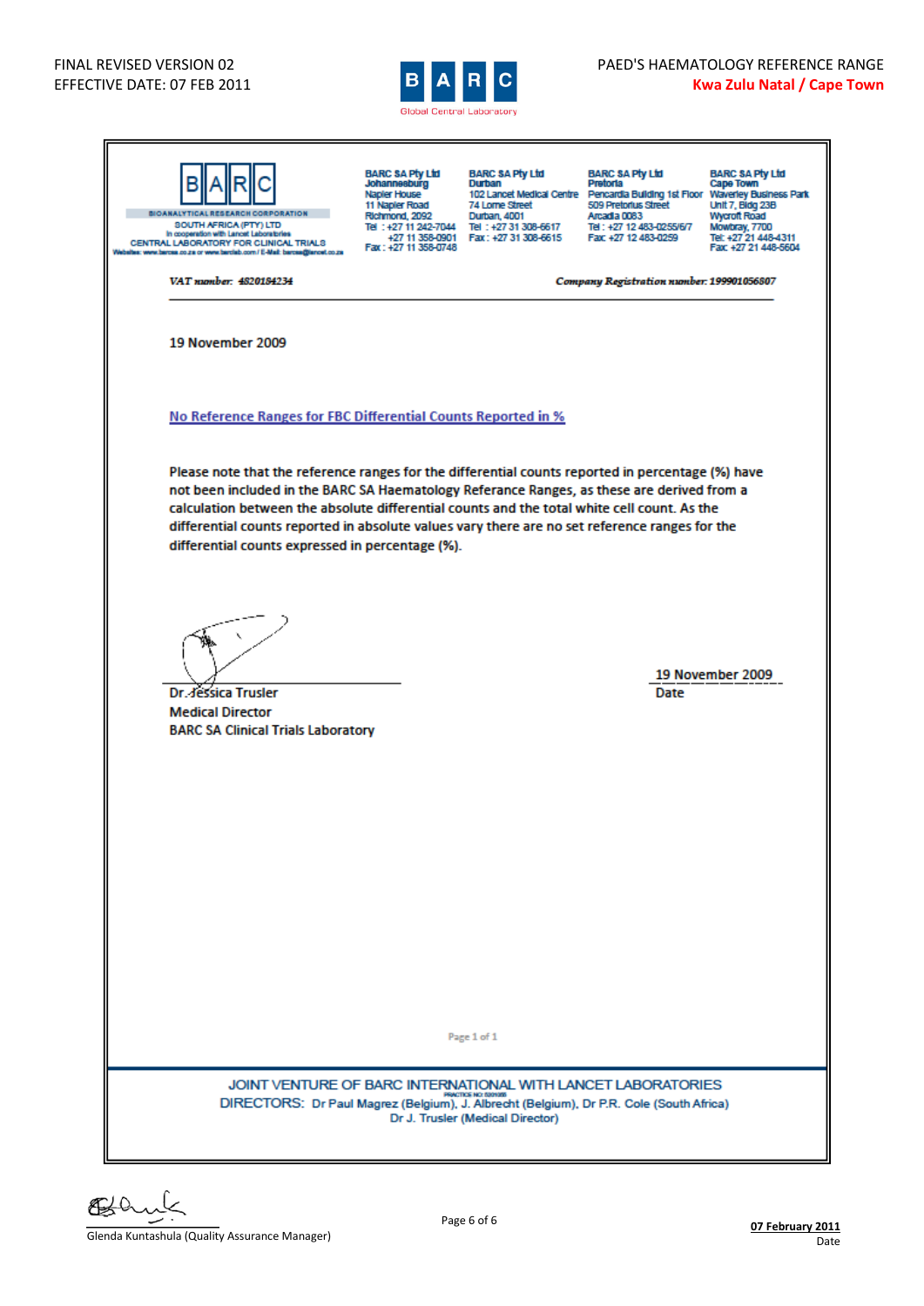BARC SA Pty Ltd
Johannesburg
Napier House
11 Napier Road
Richmond, 2092
Tel : +27 11 242-7044
+27 11 358-0901
Fax : +27 11 358-0748

BARC SA Pty Ltd
Durban
102 Lancet Medical Centre
74 Lorne Street
Durban, 4001
Tel : +27 31 308-6617
Fax : +27 31 308-6615

BARC SA Pty Ltd
Pretoria
Pencardia Building 1st Floor
509 Pretorius Street
Arcadia 0083
Tel : +27 12 483-0255/6/7
Fax +27 12 483-0259

BARC SA Pty Ltd
Cape Town
Waverley Business Park
Unit 7, Bldg 23B
Wycroft Road
Mowbray, 7700
Tel: +27 21 448-4311
Fax +27 21 448-5604

BIOANALYTICAL RESEARCH CORPORATION
SOUTH AFRICA (PTY) LTD
In cooperation with Lancet Laboratories
CENTRAL LABORATORY FOR CLINICAL TRIALS
Websites: www.barcsa.co.za or www.barclab.com / E-Mail: barcsa@lancet.co.za

*VAT number: 4820184234*

*Company Registration number: 199901056807*

19 November 2009

## No Reference Ranges for FBC Differential Counts Reported in %

Please note that the reference ranges for the differential counts reported in percentage (%) have not been included in the BARC SA Haematology Referance Ranges, as these are derived from a calculation between the absolute differential counts and the total white cell count. As the differential counts reported in absolute values vary there are no set reference ranges for the differential counts expressed in percentage (%).

Dr. Jessica Trusler
Medical Director
BARC SA Clinical Trials Laboratory

19 November 2009
Date

JOINT VENTURE OF BARC INTERNATIONAL WITH LANCET LABORATORIES

DIRECTORS: Dr Paul Magrez (Belgium), J. Albrecht (Belgium), Dr P.R. Cole (South Africa)
Dr J. Trusler (Medical Director)

Glenda Kuntashula (Quality Assurance Manager)

**07 February 2011**
Date